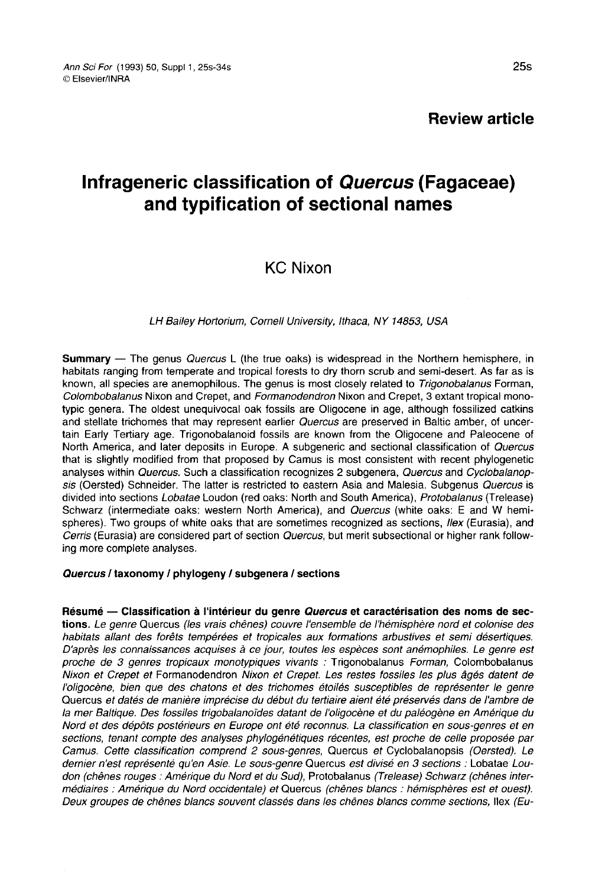**Review article**

# Infrageneric classification of *Quercus* (Fagaceae) and typification of sectional names

## KC Nixon

*LH Bailey Hortorium, Cornell University, Ithaca, NY 14853, USA*

**Summary** — The genus *Quercus* L (the true oaks) is widespread in the Northern hemisphere, in habitats ranging from temperate and tropical forests to dry thorn scrub and semi-desert. As far as is known, all species are anemophilous. The genus is most closely related to *Trigonobalanus* Forman, *Colombobalanus* Nixon and Crepet, and *Formanodendron* Nixon and Crepet, 3 extant tropical monotypic genera. The oldest unequivocal oak fossils are Oligocene in age, although fossilized catkins and stellate trichomes that may represent earlier *Quercus* are preserved in Baltic amber, of uncertain Early Tertiary age. Trigonobalanoid fossils are known from the Oligocene and Paleocene of North America, and later deposits in Europe. A subgeneric and sectional classification of *Quercus* that is slightly modified from that proposed by Camus is most consistent with recent phylogenetic analyses within *Quercus*. Such a classification recognizes 2 subgenera, *Quercus* and *Cyclobalanopsis* (Oersted) Schneider. The latter is restricted to eastern Asia and Malesia. Subgenus *Quercus* is divided into sections *Lobatae* Loudon (red oaks: North and South America), *Protobalanus* (Trelease) Schwarz (intermediate oaks: western North America), and *Quercus* (white oaks: E and W hemispheres). Two groups of white oaks that are sometimes recognized as sections, *Ilex* (Eurasia), and *Cerris* (Eurasia) are considered part of section *Quercus*, but merit subsectional or higher rank following more complete analyses.

***Quercus* / taxonomy / phylogeny / subgenera / sections**

**Résumé — Classification à l'intérieur du genre *Quercus* et caractérisation des noms de sections.** *Le genre* Quercus *(les vrais chênes) couvre l'ensemble de l'hémisphère nord et colonise des habitats allant des forêts tempérées et tropicales aux formations arbustives et semi désertiques. D'après les connaissances acquises à ce jour, toutes les espèces sont anémophiles. Le genre est proche de 3 genres tropicaux monotypiques vivants :* Trigonobalanus *Forman,* Colombobalanus *Nixon et Crepet et* Formanodendron *Nixon et Crepet. Les restes fossiles les plus âgés datent de l'oligocène, bien que des chatons et des trichomes étoilés susceptibles de représenter le genre* Quercus *et datés de manière imprécise du début du tertiaire aient été préservés dans de l'ambre de la mer Baltique. Des fossiles trigobalanoïdes datant de l'oligocène et du paléogène en Amérique du Nord et des dépôts postérieurs en Europe ont été reconnus. La classification en sous-genres et en sections, tenant compte des analyses phylogénétiques récentes, est proche de celle proposée par Camus. Cette classification comprend 2 sous-genres,* Quercus *et* Cyclobalanopsis *(Oersted). Le dernier n'est représenté qu'en Asie. Le sous-genre* Quercus *est divisé en 3 sections :* Lobatae *Loudon (chênes rouges : Amérique du Nord et du Sud),* Protobalanus *(Trelease) Schwarz (chênes intermédiaires : Amérique du Nord occidentale) et* Quercus *(chênes blancs : hémisphères est et ouest). Deux groupes de chênes blancs souvent classés dans les chênes blancs comme sections,* Ilex *(Eu-*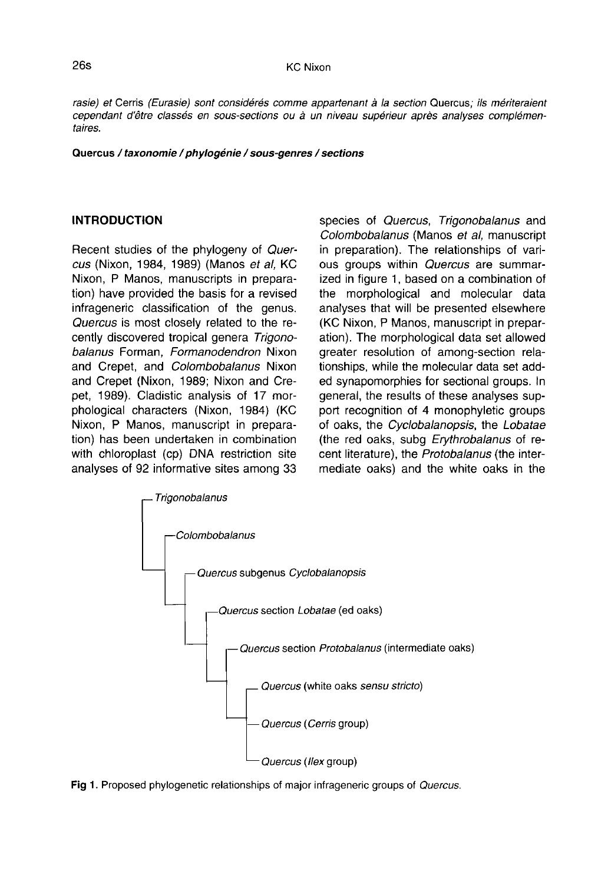*rasie) et* Cerris *(Eurasie) sont considérés comme appartenant à la section* Quercus*; ils mériteraient cependant d'être classés en sous-sections ou à un niveau supérieur après analyses complémentaires.*

**Quercus / *taxonomie / phylogénie / sous-genres / sections***

## INTRODUCTION

Recent studies of the phylogeny of *Quercus* (Nixon, 1984, 1989) (Manos *et al*, KC Nixon, P Manos, manuscripts in preparation) have provided the basis for a revised infrageneric classification of the genus. *Quercus* is most closely related to the recently discovered tropical genera *Trigonobalanus* Forman, *Formanodendron* Nixon and Crepet, and *Colombobalanus* Nixon and Crepet (Nixon, 1989; Nixon and Crepet, 1989). Cladistic analysis of 17 morphological characters (Nixon, 1984) (KC Nixon, P Manos, manuscript in preparation) has been undertaken in combination with chloroplast (cp) DNA restriction site analyses of 92 informative sites among 33 species of *Quercus*, *Trigonobalanus* and *Colombobalanus* (Manos *et al*, manuscript in preparation). The relationships of various groups within *Quercus* are summarized in figure 1, based on a combination of the morphological and molecular data analyses that will be presented elsewhere (KC Nixon, P Manos, manuscript in preparation). The morphological data set allowed greater resolution of among-section relationships, while the molecular data set added synapomorphies for sectional groups. In general, the results of these analyses support recognition of 4 monophyletic groups of oaks, the *Cyclobalanopsis*, the *Lobatae* (the red oaks, subg *Erythrobalanus* of recent literature), the *Protobalanus* (the intermediate oaks) and the white oaks in the

```
┌─ Trigonobalanus
│
│  ┌─ Colombobalanus
│  │
└──┤  ┌─ Quercus subgenus Cyclobalanopsis
   │  │
   └──┤  ┌─ Quercus section Lobatae (ed oaks)
      │  │
      └──┤  ┌─ Quercus section Protobalanus (intermediate oaks)
         │  │
         └──┤  ┌─ Quercus (white oaks sensu stricto)
            │  │
            └──┼─ Quercus (Cerris group)
               │
               └─ Quercus (Ilex group)
```

**Fig 1.** Proposed phylogenetic relationships of major infrageneric groups of *Quercus*.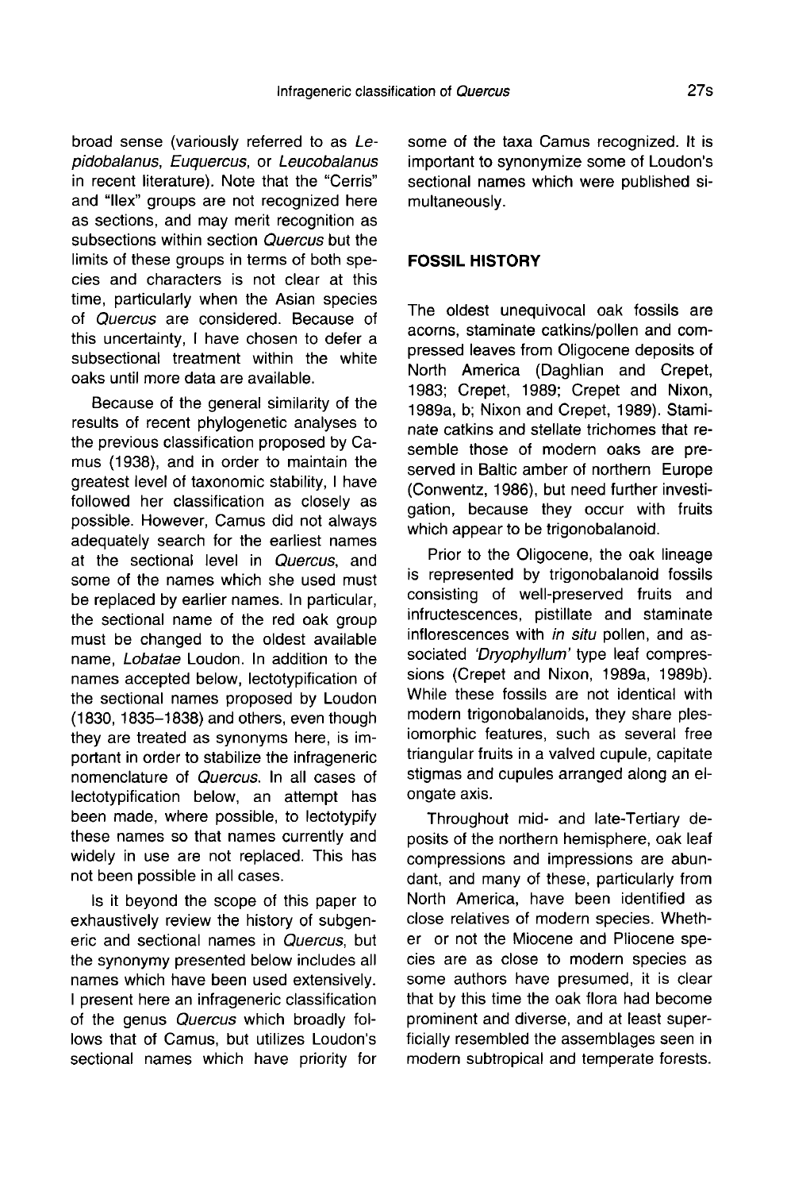broad sense (variously referred to as *Lepidobalanus*, *Euquercus*, or *Leucobalanus* in recent literature). Note that the "Cerris" and "Ilex" groups are not recognized here as sections, and may merit recognition as subsections within section *Quercus* but the limits of these groups in terms of both species and characters is not clear at this time, particularly when the Asian species of *Quercus* are considered. Because of this uncertainty, I have chosen to defer a subsectional treatment within the white oaks until more data are available.

Because of the general similarity of the results of recent phylogenetic analyses to the previous classification proposed by Camus (1938), and in order to maintain the greatest level of taxonomic stability, I have followed her classification as closely as possible. However, Camus did not always adequately search for the earliest names at the sectional level in *Quercus*, and some of the names which she used must be replaced by earlier names. In particular, the sectional name of the red oak group must be changed to the oldest available name, *Lobatae* Loudon. In addition to the names accepted below, lectotypification of the sectional names proposed by Loudon (1830, 1835–1838) and others, even though they are treated as synonyms here, is important in order to stabilize the infrageneric nomenclature of *Quercus*. In all cases of lectotypification below, an attempt has been made, where possible, to lectotypify these names so that names currently and widely in use are not replaced. This has not been possible in all cases.

Is it beyond the scope of this paper to exhaustively review the history of subgeneric and sectional names in *Quercus*, but the synonymy presented below includes all names which have been used extensively. I present here an infrageneric classification of the genus *Quercus* which broadly follows that of Camus, but utilizes Loudon's sectional names which have priority for some of the taxa Camus recognized. It is important to synonymize some of Loudon's sectional names which were published simultaneously.

## FOSSIL HISTORY

The oldest unequivocal oak fossils are acorns, staminate catkins/pollen and compressed leaves from Oligocene deposits of North America (Daghlian and Crepet, 1983; Crepet, 1989; Crepet and Nixon, 1989a, b; Nixon and Crepet, 1989). Staminate catkins and stellate trichomes that resemble those of modern oaks are preserved in Baltic amber of northern Europe (Conwentz, 1986), but need further investigation, because they occur with fruits which appear to be trigonobalanoid.

Prior to the Oligocene, the oak lineage is represented by trigonobalanoid fossils consisting of well-preserved fruits and infructescences, pistillate and staminate inflorescences with *in situ* pollen, and associated *'Dryophyllum'* type leaf compressions (Crepet and Nixon, 1989a, 1989b). While these fossils are not identical with modern trigonobalanoids, they share plesiomorphic features, such as several free triangular fruits in a valved cupule, capitate stigmas and cupules arranged along an elongate axis.

Throughout mid- and late-Tertiary deposits of the northern hemisphere, oak leaf compressions and impressions are abundant, and many of these, particularly from North America, have been identified as close relatives of modern species. Whether or not the Miocene and Pliocene species are as close to modern species as some authors have presumed, it is clear that by this time the oak flora had become prominent and diverse, and at least superficially resembled the assemblages seen in modern subtropical and temperate forests.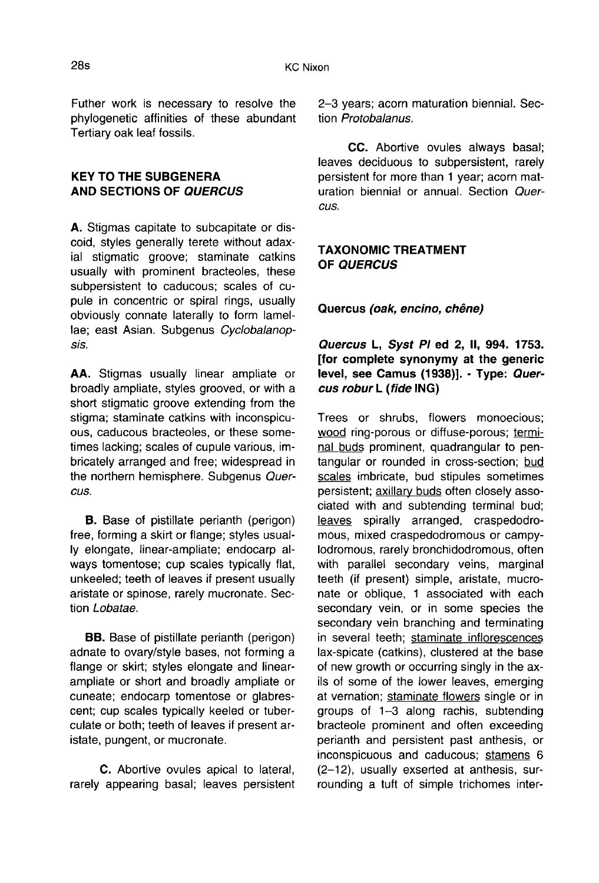Futher work is necessary to resolve the phylogenetic affinities of these abundant Tertiary oak leaf fossils.

## KEY TO THE SUBGENERA AND SECTIONS OF *QUERCUS*

**A.** Stigmas capitate to subcapitate or discoid, styles generally terete without adaxial stigmatic groove; staminate catkins usually with prominent bracteoles, these subpersistent to caducous; scales of cupule in concentric or spiral rings, usually obviously connate laterally to form lamellae; east Asian. Subgenus *Cyclobalanopsis*.

**AA.** Stigmas usually linear ampliate or broadly ampliate, styles grooved, or with a short stigmatic groove extending from the stigma; staminate catkins with inconspicuous, caducous bracteoles, or these sometimes lacking; scales of cupule various, imbricately arranged and free; widespread in the northern hemisphere. Subgenus *Quercus*.

**B.** Base of pistillate perianth (perigon) free, forming a skirt or flange; styles usually elongate, linear-ampliate; endocarp always tomentose; cup scales typically flat, unkeeled; teeth of leaves if present usually aristate or spinose, rarely mucronate. Section *Lobatae*.

**BB.** Base of pistillate perianth (perigon) adnate to ovary/style bases, not forming a flange or skirt; styles elongate and linear-ampliate or short and broadly ampliate or cuneate; endocarp tomentose or glabrescent; cup scales typically keeled or tuberculate or both; teeth of leaves if present aristate, pungent, or mucronate.

**C.** Abortive ovules apical to lateral, rarely appearing basal; leaves persistent 2–3 years; acorn maturation biennial. Section *Protobalanus*.

**CC.** Abortive ovules always basal; leaves deciduous to subpersistent, rarely persistent for more than 1 year; acorn maturation biennial or annual. Section *Quercus*.

## TAXONOMIC TREATMENT OF *QUERCUS*

### Quercus *(oak, encino, chêne)*

***Quercus* L, *Syst Pl* ed 2, II, 994. 1753. [for complete synonymy at the generic level, see Camus (1938)]. - Type: *Quercus robur* L (*fide* ING)**

Trees or shrubs, flowers monoecious; wood ring-porous or diffuse-porous; terminal buds prominent, quadrangular to pentangular or rounded in cross-section; bud scales imbricate, bud stipules sometimes persistent; axillary buds often closely associated with and subtending terminal bud; leaves spirally arranged, craspedodromous, mixed craspedodromous or campylodromous, rarely bronchidodromous, often with parallel secondary veins, marginal teeth (if present) simple, aristate, mucronate or oblique, 1 associated with each secondary vein, or in some species the secondary vein branching and terminating in several teeth; staminate inflorescences lax-spicate (catkins), clustered at the base of new growth or occurring singly in the axils of some of the lower leaves, emerging at vernation; staminate flowers single or in groups of 1–3 along rachis, subtending bracteole prominent and often exceeding perianth and persistent past anthesis, or inconspicuous and caducous; stamens 6 (2–12), usually exserted at anthesis, surrounding a tuft of simple trichomes inter-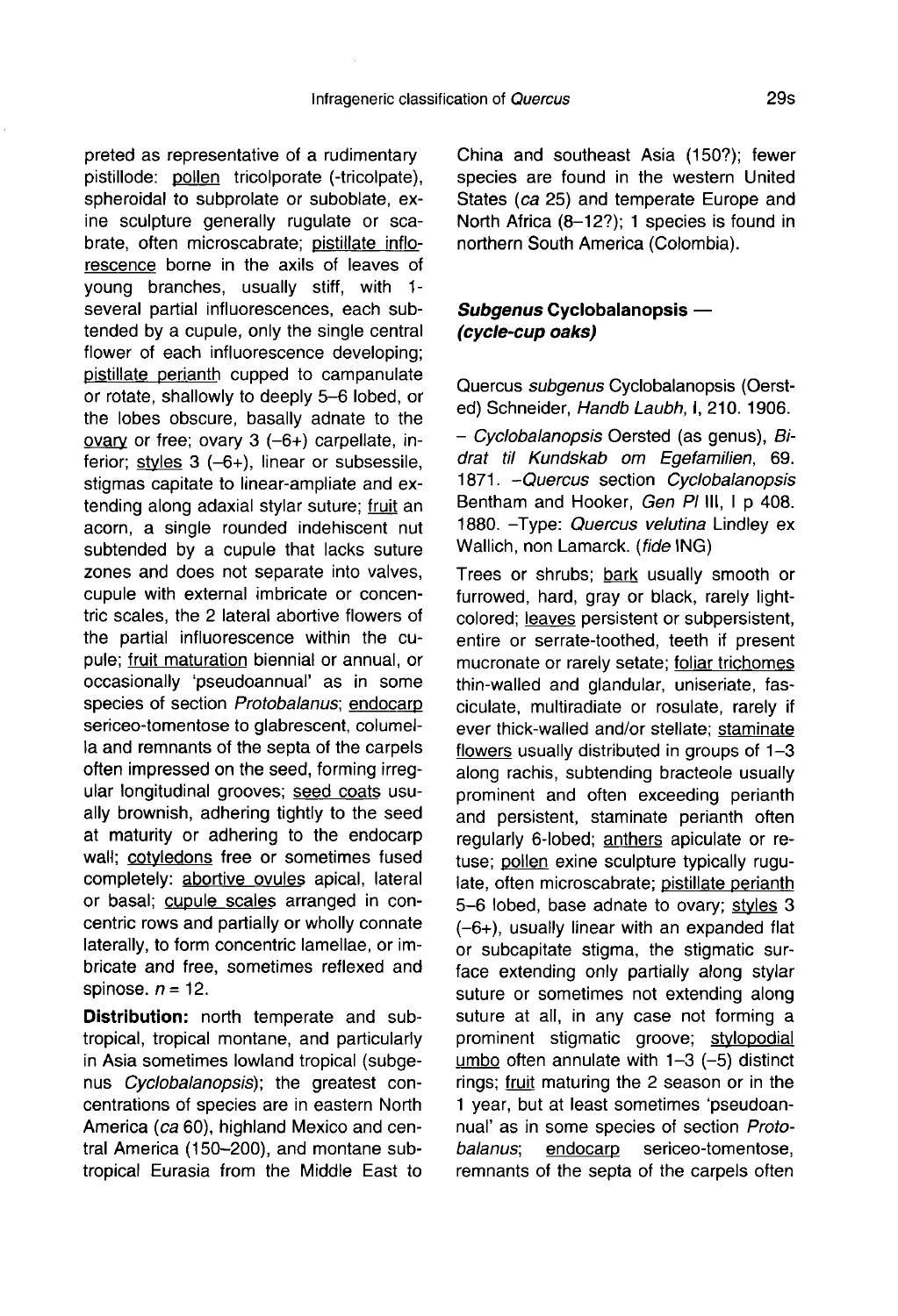preted as representative of a rudimentary pistillode: pollen tricolporate (-tricolpate), spheroidal to subprolate or suboblate, exine sculpture generally rugulate or scabrate, often microscabrate; pistillate inflorescence borne in the axils of leaves of young branches, usually stiff, with 1-several partial influorescences, each subtended by a cupule, only the single central flower of each influorescence developing; pistillate perianth cupped to campanulate or rotate, shallowly to deeply 5–6 lobed, or the lobes obscure, basally adnate to the ovary or free; ovary 3 (–6+) carpellate, inferior; styles 3 (–6+), linear or subsessile, stigmas capitate to linear-ampliate and extending along adaxial stylar suture; fruit an acorn, a single rounded indehiscent nut subtended by a cupule that lacks suture zones and does not separate into valves, cupule with external imbricate or concentric scales, the 2 lateral abortive flowers of the partial influorescence within the cupule; fruit maturation biennial or annual, or occasionally 'pseudoannual' as in some species of section *Protobalanus*; endocarp sericeo-tomentose to glabrescent, columella and remnants of the septa of the carpels often impressed on the seed, forming irregular longitudinal grooves; seed coats usually brownish, adhering tightly to the seed at maturity or adhering to the endocarp wall; cotyledons free or sometimes fused completely: abortive ovules apical, lateral or basal; cupule scales arranged in concentric rows and partially or wholly connate laterally, to form concentric lamellae, or imbricate and free, sometimes reflexed and spinose. $n = 12$.

**Distribution:** north temperate and subtropical, tropical montane, and particularly in Asia sometimes lowland tropical (subgenus *Cyclobalanopsis*); the greatest concentrations of species are in eastern North America (*ca* 60), highland Mexico and central America (150–200), and montane subtropical Eurasia from the Middle East to China and southeast Asia (150?); fewer species are found in the western United States (*ca* 25) and temperate Europe and North Africa (8–12?); 1 species is found in northern South America (Colombia).

### *Subgenus* Cyclobalanopsis — *(cycle-cup oaks)*

Quercus *subgenus* Cyclobalanopsis (Oersted) Schneider, *Handb Laubh*, I, 210. 1906.

– *Cyclobalanopsis* Oersted (as genus), *Bidrat til Kundskab om Egefamilien*, 69. 1871. –*Quercus* section *Cyclobalanopsis* Bentham and Hooker, *Gen Pl* III, I p 408. 1880. –Type: *Quercus velutina* Lindley ex Wallich, non Lamarck. (*fide* ING)

Trees or shrubs; bark usually smooth or furrowed, hard, gray or black, rarely light-colored; leaves persistent or subpersistent, entire or serrate-toothed, teeth if present mucronate or rarely setate; foliar trichomes thin-walled and glandular, uniseriate, fasciculate, multiradiate or rosulate, rarely if ever thick-walled and/or stellate; staminate flowers usually distributed in groups of 1–3 along rachis, subtending bracteole usually prominent and often exceeding perianth and persistent, staminate perianth often regularly 6-lobed; anthers apiculate or retuse; pollen exine sculpture typically rugulate, often microscabrate; pistillate perianth 5–6 lobed, base adnate to ovary; styles 3 (–6+), usually linear with an expanded flat or subcapitate stigma, the stigmatic surface extending only partially along stylar suture or sometimes not extending along suture at all, in any case not forming a prominent stigmatic groove; stylopodial umbo often annulate with 1–3 (–5) distinct rings; fruit maturing the 2 season or in the 1 year, but at least sometimes 'pseudoannual' as in some species of section *Protobalanus*; endocarp sericeo-tomentose, remnants of the septa of the carpels often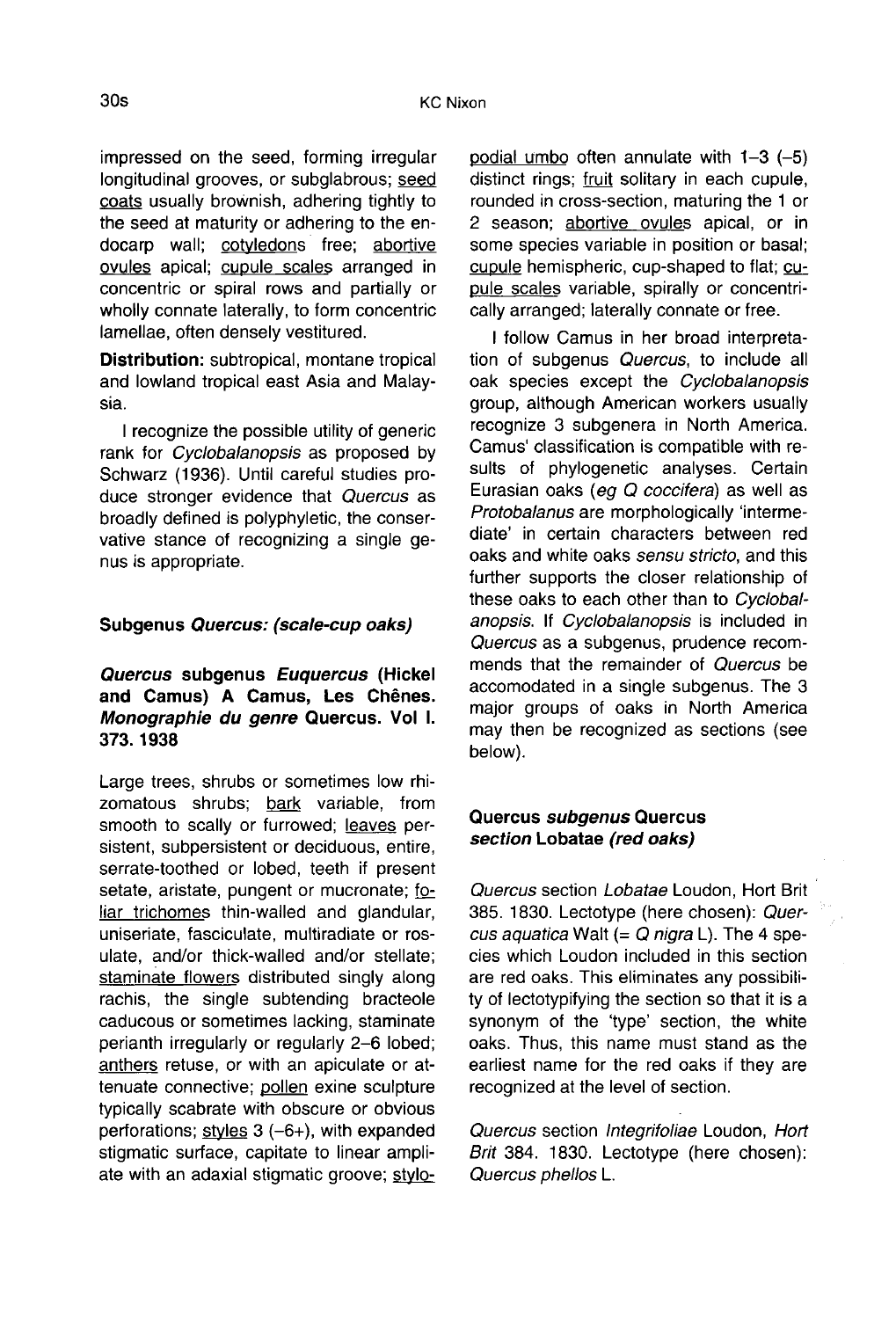impressed on the seed, forming irregular longitudinal grooves, or subglabrous; seed coats usually brownish, adhering tightly to the seed at maturity or adhering to the endocarp wall; cotyledons free; abortive ovules apical; cupule scales arranged in concentric or spiral rows and partially or wholly connate laterally, to form concentric lamellae, often densely vestitured.

**Distribution:** subtropical, montane tropical and lowland tropical east Asia and Malaysia.

I recognize the possible utility of generic rank for *Cyclobalanopsis* as proposed by Schwarz (1936). Until careful studies produce stronger evidence that *Quercus* as broadly defined is polyphyletic, the conservative stance of recognizing a single genus is appropriate.

## Subgenus *Quercus: (scale-cup oaks)*

### *Quercus* subgenus *Euquercus* (Hickel and Camus) A Camus, Les Chênes. *Monographie du genre* Quercus. Vol I. 373. 1938

Large trees, shrubs or sometimes low rhizomatous shrubs; bark variable, from smooth to scally or furrowed; leaves persistent, subpersistent or deciduous, entire, serrate-toothed or lobed, teeth if present setate, aristate, pungent or mucronate; foliar trichomes thin-walled and glandular, uniseriate, fasciculate, multiradiate or rosulate, and/or thick-walled and/or stellate; staminate flowers distributed singly along rachis, the single subtending bracteole caducous or sometimes lacking, staminate perianth irregularly or regularly 2–6 lobed; anthers retuse, or with an apiculate or attenuate connective; pollen exine sculpture typically scabrate with obscure or obvious perforations; styles 3 (–6+), with expanded stigmatic surface, capitate to linear ampliate with an adaxial stigmatic groove; stylopodial umbo often annulate with 1–3 (–5) distinct rings; fruit solitary in each cupule, rounded in cross-section, maturing the 1 or 2 season; abortive ovules apical, or in some species variable in position or basal; cupule hemispheric, cup-shaped to flat; cupule scales variable, spirally or concentrically arranged; laterally connate or free.

I follow Camus in her broad interpretation of subgenus *Quercus*, to include all oak species except the *Cyclobalanopsis* group, although American workers usually recognize 3 subgenera in North America. Camus' classification is compatible with results of phylogenetic analyses. Certain Eurasian oaks (*eg Q coccifera*) as well as *Protobalanus* are morphologically 'intermediate' in certain characters between red oaks and white oaks *sensu stricto*, and this further supports the closer relationship of these oaks to each other than to *Cyclobalanopsis*. If *Cyclobalanopsis* is included in *Quercus* as a subgenus, prudence recommends that the remainder of *Quercus* be accomodated in a single subgenus. The 3 major groups of oaks in North America may then be recognized as sections (see below).

### Quercus *subgenus* Quercus *section* Lobatae *(red oaks)*

*Quercus* section *Lobatae* Loudon, Hort Brit 385. 1830. Lectotype (here chosen): *Quercus aquatica* Walt (= *Q nigra* L). The 4 species which Loudon included in this section are red oaks. This eliminates any possibility of lectotypifying the section so that it is a synonym of the 'type' section, the white oaks. Thus, this name must stand as the earliest name for the red oaks if they are recognized at the level of section.

*Quercus* section *Integrifoliae* Loudon, *Hort Brit* 384. 1830. Lectotype (here chosen): *Quercus phellos* L.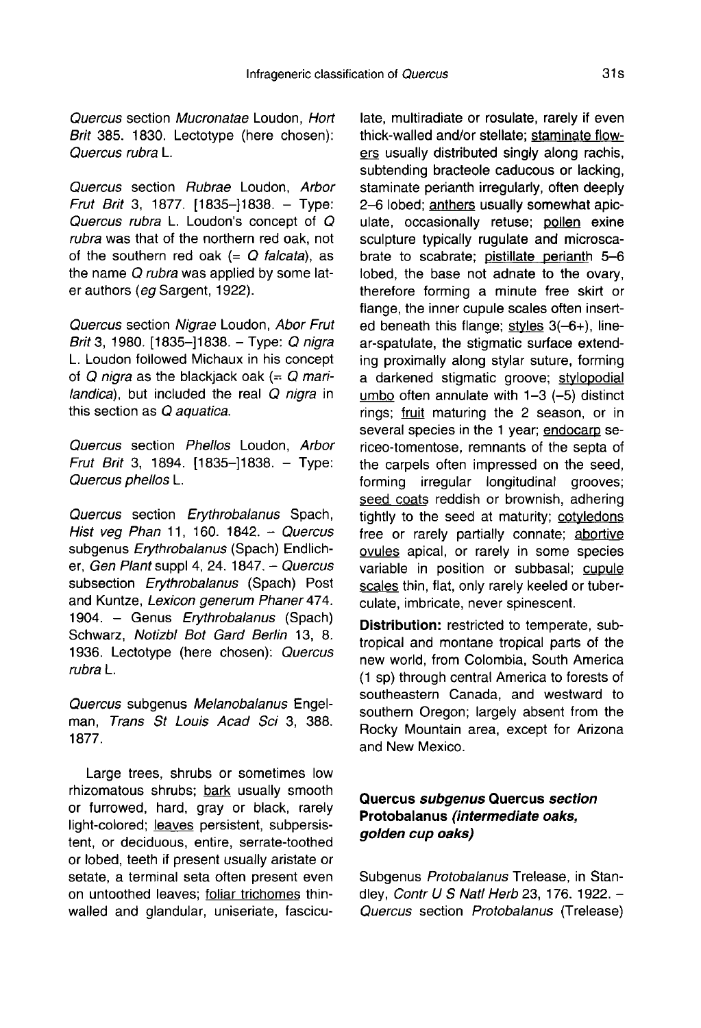*Quercus* section *Mucronatae* Loudon, *Hort Brit* 385. 1830. Lectotype (here chosen): *Quercus rubra* L.

*Quercus* section *Rubrae* Loudon, *Arbor Frut Brit* 3, 1877. [1835–]1838. – Type: *Quercus rubra* L. Loudon's concept of *Q rubra* was that of the northern red oak, not of the southern red oak (= *Q falcata*), as the name *Q rubra* was applied by some later authors (*eg* Sargent, 1922).

*Quercus* section *Nigrae* Loudon, *Abor Frut Brit* 3, 1980. [1835–]1838. – Type: *Q nigra* L. Loudon followed Michaux in his concept of *Q nigra* as the blackjack oak (= *Q marilandica*), but included the real *Q nigra* in this section as *Q aquatica*.

*Quercus* section *Phellos* Loudon, *Arbor Frut Brit* 3, 1894. [1835–]1838. – Type: *Quercus phellos* L.

*Quercus* section *Erythrobalanus* Spach, *Hist veg Phan* 11, 160. 1842. – *Quercus* subgenus *Erythrobalanus* (Spach) Endlicher, *Gen Plant* suppl 4, 24. 1847. – *Quercus* subsection *Erythrobalanus* (Spach) Post and Kuntze, *Lexicon generum Phaner* 474. 1904. – Genus *Erythrobalanus* (Spach) Schwarz, *Notizbl Bot Gard Berlin* 13, 8. 1936. Lectotype (here chosen): *Quercus rubra* L.

*Quercus* subgenus *Melanobalanus* Engelman, *Trans St Louis Acad Sci* 3, 388. 1877.

Large trees, shrubs or sometimes low rhizomatous shrubs; bark usually smooth or furrowed, hard, gray or black, rarely light-colored; leaves persistent, subpersistent, or deciduous, entire, serrate-toothed or lobed, teeth if present usually aristate or setate, a terminal seta often present even on untoothed leaves; foliar trichomes thin-walled and glandular, uniseriate, fasciculate, multiradiate or rosulate, rarely if even thick-walled and/or stellate; staminate flowers usually distributed singly along rachis, subtending bracteole caducous or lacking, staminate perianth irregularly, often deeply 2–6 lobed; anthers usually somewhat apiculate, occasionally retuse; pollen exine sculpture typically rugulate and microscabrate to scabrate; pistillate perianth 5–6 lobed, the base not adnate to the ovary, therefore forming a minute free skirt or flange, the inner cupule scales often inserted beneath this flange; styles 3(–6+), linear-spatulate, the stigmatic surface extending proximally along stylar suture, forming a darkened stigmatic groove; stylopodial umbo often annulate with 1–3 (–5) distinct rings; fruit maturing the 2 season, or in several species in the 1 year; endocarp sericeo-tomentose, remnants of the septa of the carpels often impressed on the seed, forming irregular longitudinal grooves; seed coats reddish or brownish, adhering tightly to the seed at maturity; cotyledons free or rarely partially connate; abortive ovules apical, or rarely in some species variable in position or subbasal; cupule scales thin, flat, only rarely keeled or tuberculate, imbricate, never spinescent.

**Distribution:** restricted to temperate, subtropical and montane tropical parts of the new world, from Colombia, South America (1 sp) through central America to forests of southeastern Canada, and westward to southern Oregon; largely absent from the Rocky Mountain area, except for Arizona and New Mexico.

### Quercus *subgenus* Quercus *section* Protobalanus *(intermediate oaks, golden cup oaks)*

Subgenus *Protobalanus* Trelease, in Standley, *Contr U S Natl Herb* 23, 176. 1922. – *Quercus* section *Protobalanus* (Trelease)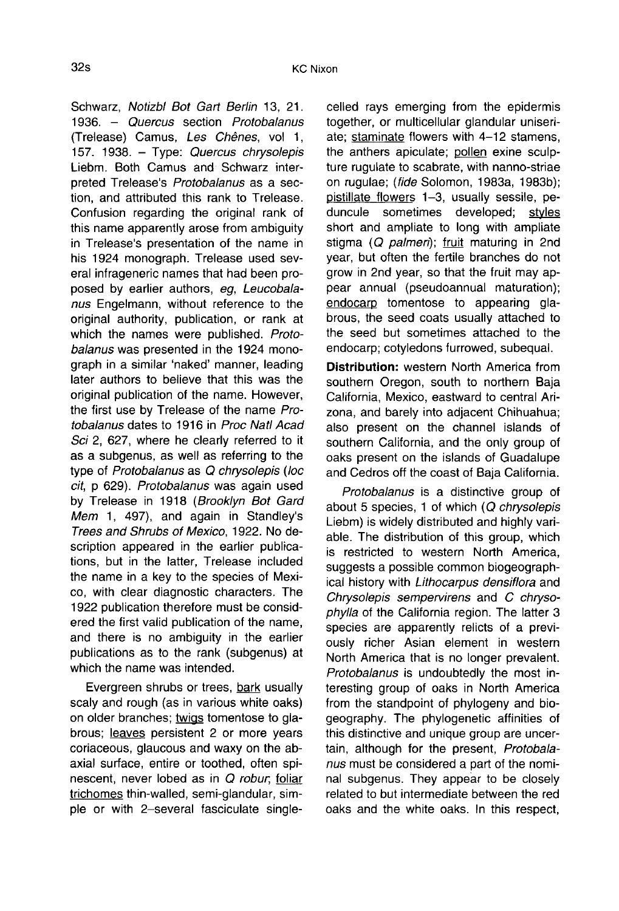Schwarz, *Notizbl Bot Gart Berlin* 13, 21. 1936. – *Quercus* section *Protobalanus* (Trelease) Camus, *Les Chênes*, vol 1, 157. 1938. – Type: *Quercus chrysolepis* Liebm. Both Camus and Schwarz interpreted Trelease's *Protobalanus* as a section, and attributed this rank to Trelease. Confusion regarding the original rank of this name apparently arose from ambiguity in Trelease's presentation of the name in his 1924 monograph. Trelease used several infrageneric names that had been proposed by earlier authors, *eg*, *Leucobalanus* Engelmann, without reference to the original authority, publication, or rank at which the names were published. *Protobalanus* was presented in the 1924 monograph in a similar 'naked' manner, leading later authors to believe that this was the original publication of the name. However, the first use by Trelease of the name *Protobalanus* dates to 1916 in *Proc Natl Acad Sci* 2, 627, where he clearly referred to it as a subgenus, as well as referring to the type of *Protobalanus* as *Q chrysolepis* (*loc cit*, p 629). *Protobalanus* was again used by Trelease in 1918 (*Brooklyn Bot Gard Mem* 1, 497), and again in Standley's *Trees and Shrubs of Mexico*, 1922. No description appeared in the earlier publications, but in the latter, Trelease included the name in a key to the species of Mexico, with clear diagnostic characters. The 1922 publication therefore must be considered the first valid publication of the name, and there is no ambiguity in the earlier publications as to the rank (subgenus) at which the name was intended.

Evergreen shrubs or trees, bark usually scaly and rough (as in various white oaks) on older branches; twigs tomentose to glabrous; leaves persistent 2 or more years coriaceous, glaucous and waxy on the abaxial surface, entire or toothed, often spinescent, never lobed as in *Q robur*, foliar trichomes thin-walled, semi-glandular, simple or with 2–several fasciculate single-celled rays emerging from the epidermis together, or multicellular glandular uniseriate; staminate flowers with 4–12 stamens, the anthers apiculate; pollen exine sculpture rugulate to scabrate, with nanno-striae on rugulae; (*fide* Solomon, 1983a, 1983b); pistillate flowers 1–3, usually sessile, peduncule sometimes developed; styles short and ampliate to long with ampliate stigma (*Q palmeri*); fruit maturing in 2nd year, but often the fertile branches do not grow in 2nd year, so that the fruit may appear annual (pseudoannual maturation); endocarp tomentose to appearing glabrous, the seed coats usually attached to the seed but sometimes attached to the endocarp; cotyledons furrowed, subequal.

**Distribution:** western North America from southern Oregon, south to northern Baja California, Mexico, eastward to central Arizona, and barely into adjacent Chihuahua; also present on the channel islands of southern California, and the only group of oaks present on the islands of Guadalupe and Cedros off the coast of Baja California.

*Protobalanus* is a distinctive group of about 5 species, 1 of which (*Q chrysolepis* Liebm) is widely distributed and highly variable. The distribution of this group, which is restricted to western North America, suggests a possible common biogeographical history with *Lithocarpus densiflora* and *Chrysolepis sempervirens* and *C chrysophylla* of the California region. The latter 3 species are apparently relicts of a previously richer Asian element in western North America that is no longer prevalent. *Protobalanus* is undoubtedly the most interesting group of oaks in North America from the standpoint of phylogeny and biogeography. The phylogenetic affinities of this distinctive and unique group are uncertain, although for the present, *Protobalanus* must be considered a part of the nominal subgenus. They appear to be closely related to but intermediate between the red oaks and the white oaks. In this respect,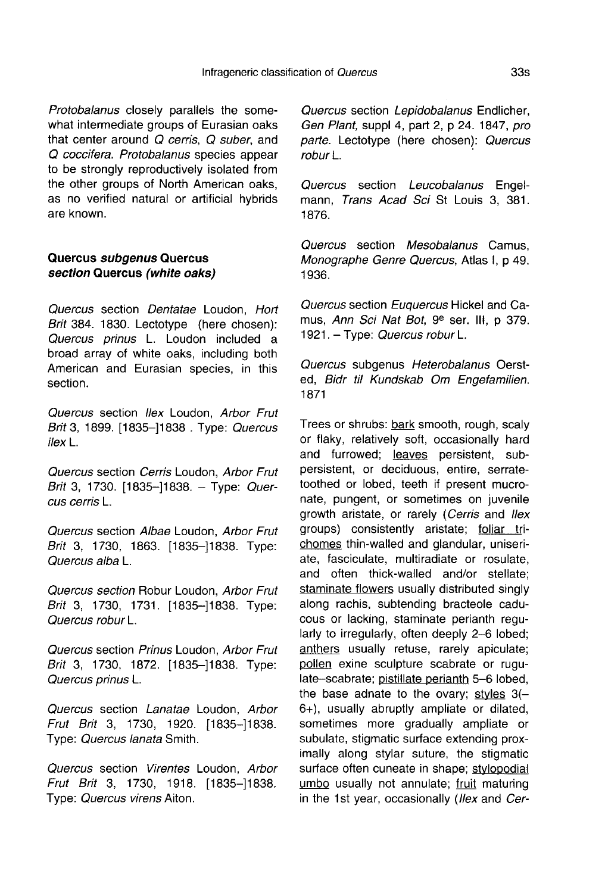*Protobalanus* closely parallels the somewhat intermediate groups of Eurasian oaks that center around *Q cerris*, *Q suber*, and *Q coccifera*. *Protobalanus* species appear to be strongly reproductively isolated from the other groups of North American oaks, as no verified natural or artificial hybrids are known.

### Quercus *subgenus* Quercus *section* Quercus *(white oaks)*

*Quercus* section *Dentatae* Loudon, *Hort Brit* 384. 1830. Lectotype (here chosen): *Quercus prinus* L. Loudon included a broad array of white oaks, including both American and Eurasian species, in this section.

*Quercus* section *Ilex* Loudon, *Arbor Frut Brit* 3, 1899. [1835–]1838 . Type: *Quercus ilex* L.

*Quercus* section *Cerris* Loudon, *Arbor Frut Brit* 3, 1730. [1835–]1838. – Type: *Quercus cerris* L.

*Quercus* section *Albae* Loudon, *Arbor Frut Brit* 3, 1730, 1863. [1835–]1838. Type: *Quercus alba* L.

*Quercus section* Robur Loudon, *Arbor Frut Brit* 3, 1730, 1731. [1835–]1838. Type: *Quercus robur* L.

*Quercus* section *Prinus* Loudon, *Arbor Frut Brit* 3, 1730, 1872. [1835–]1838. Type: *Quercus prinus* L.

*Quercus* section *Lanatae* Loudon, *Arbor Frut Brit* 3, 1730, 1920. [1835–]1838. Type: *Quercus lanata* Smith.

*Quercus* section *Virentes* Loudon, *Arbor Frut Brit* 3, 1730, 1918. [1835–]1838. Type: *Quercus virens* Aiton.

*Quercus* section *Lepidobalanus* Endlicher, *Gen Plant*, suppl 4, part 2, p 24. 1847, *pro parte*. Lectotype (here chosen): *Quercus robur* L.

*Quercus* section *Leucobalanus* Engelmann, *Trans Acad Sci* St Louis 3, 381. 1876.

*Quercus* section *Mesobalanus* Camus, *Monographe Genre Quercus*, Atlas I, p 49. 1936.

*Quercus* section *Euquercus* Hickel and Camus, *Ann Sci Nat Bot*, 9^e^ ser. III, p 379. 1921. – Type: *Quercus robur* L.

*Quercus* subgenus *Heterobalanus* Oersted, *Bidr til Kundskab Om Engefamilien*. 1871

Trees or shrubs: bark smooth, rough, scaly or flaky, relatively soft, occasionally hard and furrowed; leaves persistent, subpersistent, or deciduous, entire, serrate-toothed or lobed, teeth if present mucronate, pungent, or sometimes on juvenile growth aristate, or rarely (*Cerris* and *Ilex* groups) consistently aristate; foliar trichomes thin-walled and glandular, uniseriate, fasciculate, multiradiate or rosulate, and often thick-walled and/or stellate; staminate flowers usually distributed singly along rachis, subtending bracteole caducous or lacking, staminate perianth regularly to irregularly, often deeply 2–6 lobed; anthers usually retuse, rarely apiculate; pollen exine sculpture scabrate or rugulate–scabrate; pistillate perianth 5–6 lobed, the base adnate to the ovary; styles 3(–6+), usually abruptly ampliate or dilated, sometimes more gradually ampliate or subulate, stigmatic surface extending proximally along stylar suture, the stigmatic surface often cuneate in shape; stylopodial umbo usually not annulate; fruit maturing in the 1st year, occasionally (*Ilex* and *Cer-*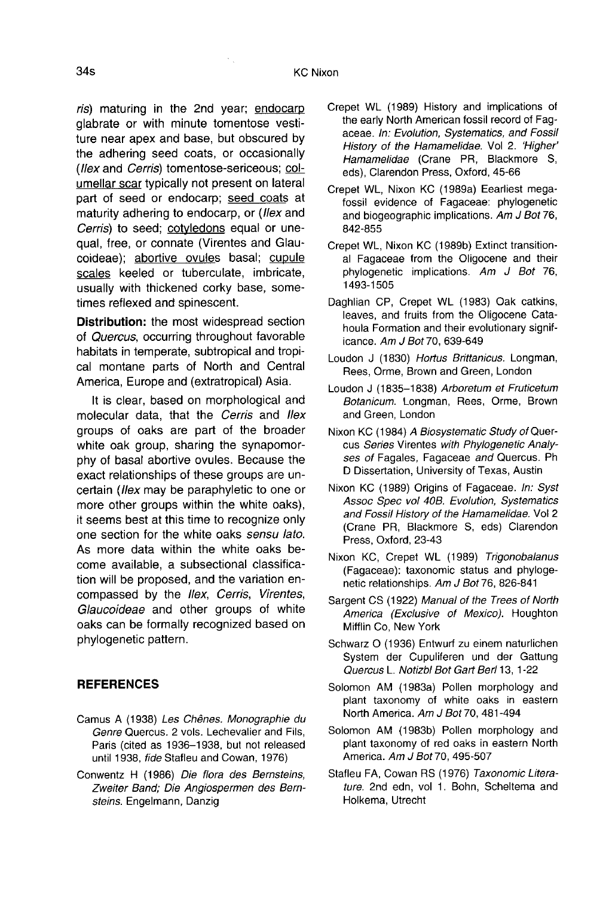*ris*) maturing in the 2nd year; endocarp glabrate or with minute tomentose vestiture near apex and base, but obscured by the adhering seed coats, or occasionally (*Ilex* and *Cerris*) tomentose-sericeous; columellar scar typically not present on lateral part of seed or endocarp; seed coats at maturity adhering to endocarp, or (*Ilex* and *Cerris*) to seed; cotyledons equal or unequal, free, or connate (Virentes and Glaucoideae); abortive ovules basal; cupule scales keeled or tuberculate, imbricate, usually with thickened corky base, sometimes reflexed and spinescent.

**Distribution:** the most widespread section of *Quercus*, occurring throughout favorable habitats in temperate, subtropical and tropical montane parts of North and Central America, Europe and (extratropical) Asia.

It is clear, based on morphological and molecular data, that the *Cerris* and *Ilex* groups of oaks are part of the broader white oak group, sharing the synapomorphy of basal abortive ovules. Because the exact relationships of these groups are uncertain (*Ilex* may be paraphyletic to one or more other groups within the white oaks), it seems best at this time to recognize only one section for the white oaks *sensu lato*. As more data within the white oaks become available, a subsectional classification will be proposed, and the variation encompassed by the *Ilex*, *Cerris*, *Virentes*, *Glaucoideae* and other groups of white oaks can be formally recognized based on phylogenetic pattern.

## REFERENCES

Camus A (1938) *Les Chênes. Monographie du Genre* Quercus. 2 vols. Lechevalier and Fils, Paris (cited as 1936–1938, but not released until 1938, *fide* Stafleu and Cowan, 1976)

Conwentz H (1986) *Die flora des Bernsteins, Zweiter Band; Die Angiospermen des Bernsteins*. Engelmann, Danzig

Crepet WL (1989) History and implications of the early North American fossil record of Fagaceae. *In: Evolution, Systematics, and Fossil History of the Hamamelidae*. Vol 2. *'Higher' Hamamelidae* (Crane PR, Blackmore S, eds), Clarendon Press, Oxford, 45-66

Crepet WL, Nixon KC (1989a) Eearliest megafossil evidence of Fagaceae: phylogenetic and biogeographic implications. *Am J Bot* 76, 842-855

Crepet WL, Nixon KC (1989b) Extinct transitional Fagaceae from the Oligocene and their phylogenetic implications. *Am J Bot* 76, 1493-1505

Daghlian CP, Crepet WL (1983) Oak catkins, leaves, and fruits from the Oligocene Catahoula Formation and their evolutionary significance. *Am J Bot* 70, 639-649

Loudon J (1830) *Hortus Brittanicus*. Longman, Rees, Orme, Brown and Green, London

Loudon J (1835–1838) *Arboretum et Fruticetum Botanicum*. Longman, Rees, Orme, Brown and Green, London

Nixon KC (1984) *A Biosystematic Study of* Quercus *Series* Virentes *with Phylogenetic Analyses of* Fagales, Fagaceae *and* Quercus. Ph D Dissertation, University of Texas, Austin

Nixon KC (1989) Origins of Fagaceae. *In: Syst Assoc Spec vol 40B. Evolution, Systematics and Fossil History of the Hamamelidae*. Vol 2 (Crane PR, Blackmore S, eds) Clarendon Press, Oxford, 23-43

Nixon KC, Crepet WL (1989) *Trigonobalanus* (Fagaceae): taxonomic status and phylogenetic relationships. *Am J Bot* 76, 826-841

Sargent CS (1922) *Manual of the Trees of North America (Exclusive of Mexico)*. Houghton Mifflin Co, New York

Schwarz O (1936) Entwurf zu einem naturlichen System der Cupuliferen und der Gattung *Quercus* L. *Notizbl Bot Gart Berl* 13, 1-22

Solomon AM (1983a) Pollen morphology and plant taxonomy of white oaks in eastern North America. *Am J Bot* 70, 481-494

Solomon AM (1983b) Pollen morphology and plant taxonomy of red oaks in eastern North America. *Am J Bot* 70, 495-507

Stafleu FA, Cowan RS (1976) *Taxonomic Literature*. 2nd edn, vol 1. Bohn, Scheltema and Holkema, Utrecht